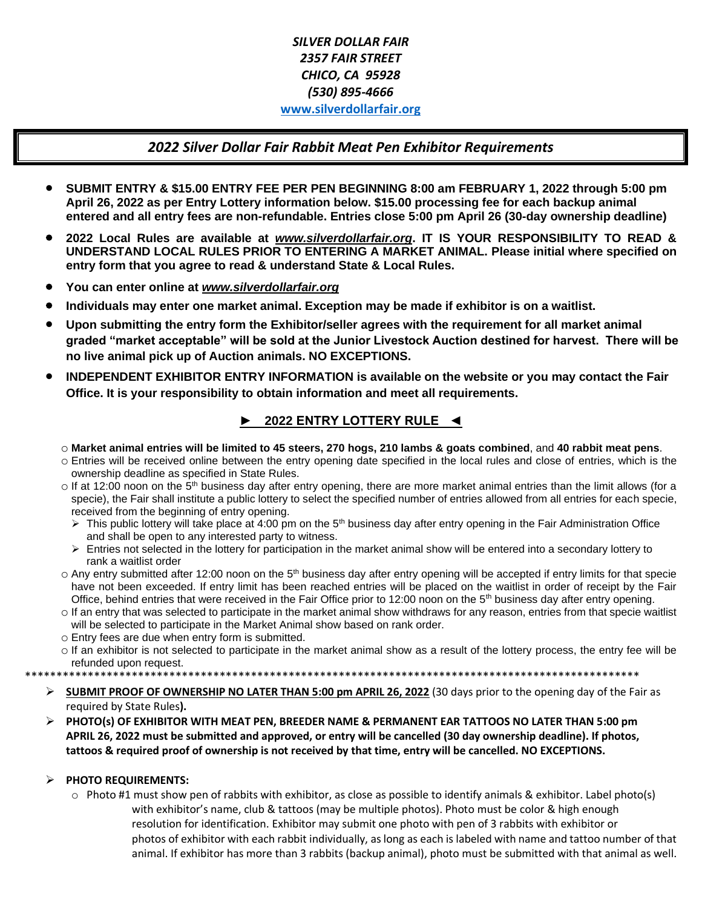*SILVER DOLLAR FAIR*
*2357 FAIR STREET*
*CHICO, CA 95928*
*(530) 895-4666*
**www.silverdollarfair.org**

## *2022 Silver Dollar Fair Rabbit Meat Pen Exhibitor Requirements*

- **SUBMIT ENTRY & $15.00 ENTRY FEE PER PEN BEGINNING 8:00 am FEBRUARY 1, 2022 through 5:00 pm April 26, 2022 as per Entry Lottery information below. $15.00 processing fee for each backup animal entered and all entry fees are non-refundable. Entries close 5:00 pm April 26 (30-day ownership deadline)**
- **2022 Local Rules are available at *www.silverdollarfair.org*. IT IS YOUR RESPONSIBILITY TO READ & UNDERSTAND LOCAL RULES PRIOR TO ENTERING A MARKET ANIMAL. Please initial where specified on entry form that you agree to read & understand State & Local Rules.**
- **You can enter online at *www.silverdollarfair.org***
- **Individuals may enter one market animal. Exception may be made if exhibitor is on a waitlist.**
- **Upon submitting the entry form the Exhibitor/seller agrees with the requirement for all market animal graded "market acceptable" will be sold at the Junior Livestock Auction destined for harvest. There will be no live animal pick up of Auction animals. NO EXCEPTIONS.**
- **INDEPENDENT EXHIBITOR ENTRY INFORMATION is available on the website or you may contact the Fair Office. It is your responsibility to obtain information and meet all requirements.**

### ► 2022 ENTRY LOTTERY RULE ◄

- **Market animal entries will be limited to 45 steers, 270 hogs, 210 lambs & goats combined**, and **40 rabbit meat pens**.
- Entries will be received online between the entry opening date specified in the local rules and close of entries, which is the ownership deadline as specified in State Rules.
- If at 12:00 noon on the 5th business day after entry opening, there are more market animal entries than the limit allows (for a specie), the Fair shall institute a public lottery to select the specified number of entries allowed from all entries for each specie, received from the beginning of entry opening.
  - This public lottery will take place at 4:00 pm on the 5th business day after entry opening in the Fair Administration Office and shall be open to any interested party to witness.
  - Entries not selected in the lottery for participation in the market animal show will be entered into a secondary lottery to rank a waitlist order
- Any entry submitted after 12:00 noon on the 5th business day after entry opening will be accepted if entry limits for that specie have not been exceeded. If entry limit has been reached entries will be placed on the waitlist in order of receipt by the Fair Office, behind entries that were received in the Fair Office prior to 12:00 noon on the 5th business day after entry opening.
- If an entry that was selected to participate in the market animal show withdraws for any reason, entries from that specie waitlist will be selected to participate in the Market Animal show based on rank order.
- Entry fees are due when entry form is submitted.
- If an exhibitor is not selected to participate in the market animal show as a result of the lottery process, the entry fee will be refunded upon request.

****************************************************************************************************

- **SUBMIT PROOF OF OWNERSHIP NO LATER THAN 5:00 pm APRIL 26, 2022** (30 days prior to the opening day of the Fair as required by State Rules**).**
- **PHOTO(s) OF EXHIBITOR WITH MEAT PEN, BREEDER NAME & PERMANENT EAR TATTOOS NO LATER THAN 5:00 pm APRIL 26, 2022 must be submitted and approved, or entry will be cancelled (30 day ownership deadline). If photos, tattoos & required proof of ownership is not received by that time, entry will be cancelled. NO EXCEPTIONS.**
- **PHOTO REQUIREMENTS:**
  - Photo #1 must show pen of rabbits with exhibitor, as close as possible to identify animals & exhibitor. Label photo(s) with exhibitor's name, club & tattoos (may be multiple photos). Photo must be color & high enough resolution for identification. Exhibitor may submit one photo with pen of 3 rabbits with exhibitor or photos of exhibitor with each rabbit individually, as long as each is labeled with name and tattoo number of that animal. If exhibitor has more than 3 rabbits (backup animal), photo must be submitted with that animal as well.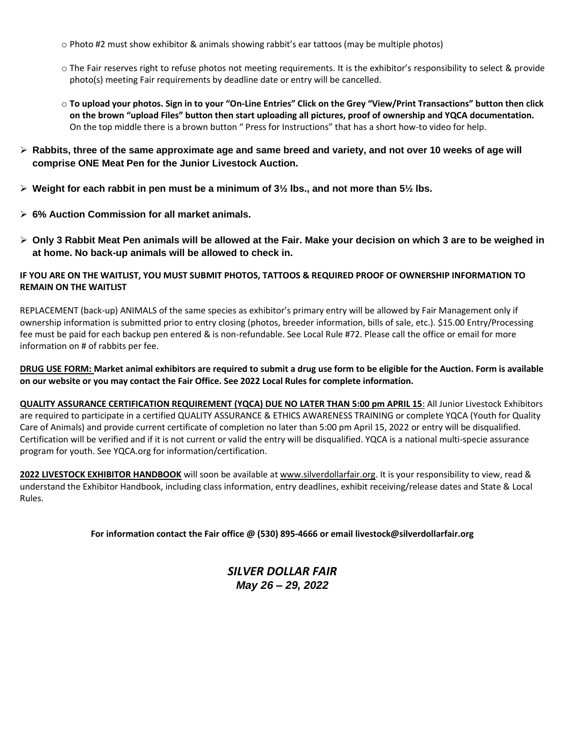- Photo #2 must show exhibitor & animals showing rabbit's ear tattoos (may be multiple photos)
- The Fair reserves right to refuse photos not meeting requirements. It is the exhibitor's responsibility to select & provide photo(s) meeting Fair requirements by deadline date or entry will be cancelled.
- **To upload your photos. Sign in to your "On-Line Entries" Click on the Grey "View/Print Transactions" button then click on the brown "upload Files" button then start uploading all pictures, proof of ownership and YQCA documentation.** On the top middle there is a brown button " Press for Instructions" that has a short how-to video for help.

- **Rabbits, three of the same approximate age and same breed and variety, and not over 10 weeks of age will comprise ONE Meat Pen for the Junior Livestock Auction.**
- **Weight for each rabbit in pen must be a minimum of 3½ lbs., and not more than 5½ lbs.**
- **6% Auction Commission for all market animals.**
- **Only 3 Rabbit Meat Pen animals will be allowed at the Fair. Make your decision on which 3 are to be weighed in at home. No back-up animals will be allowed to check in.**

**IF YOU ARE ON THE WAITLIST, YOU MUST SUBMIT PHOTOS, TATTOOS & REQUIRED PROOF OF OWNERSHIP INFORMATION TO REMAIN ON THE WAITLIST**

REPLACEMENT (back-up) ANIMALS of the same species as exhibitor's primary entry will be allowed by Fair Management only if ownership information is submitted prior to entry closing (photos, breeder information, bills of sale, etc.). $15.00 Entry/Processing fee must be paid for each backup pen entered & is non-refundable. See Local Rule #72. Please call the office or email for more information on # of rabbits per fee.

**DRUG USE FORM: Market animal exhibitors are required to submit a drug use form to be eligible for the Auction. Form is available on our website or you may contact the Fair Office. See 2022 Local Rules for complete information.**

**QUALITY ASSURANCE CERTIFICATION REQUIREMENT (YQCA) DUE NO LATER THAN 5:00 pm APRIL 15**: All Junior Livestock Exhibitors are required to participate in a certified QUALITY ASSURANCE & ETHICS AWARENESS TRAINING or complete YQCA (Youth for Quality Care of Animals) and provide current certificate of completion no later than 5:00 pm April 15, 2022 or entry will be disqualified. Certification will be verified and if it is not current or valid the entry will be disqualified. YQCA is a national multi-specie assurance program for youth. See YQCA.org for information/certification.

**2022 LIVESTOCK EXHIBITOR HANDBOOK** will soon be available at www.silverdollarfair.org. It is your responsibility to view, read & understand the Exhibitor Handbook, including class information, entry deadlines, exhibit receiving/release dates and State & Local Rules.

**For information contact the Fair office @ (530) 895-4666 or email livestock@silverdollarfair.org**

***SILVER DOLLAR FAIR***
***May 26 – 29, 2022***